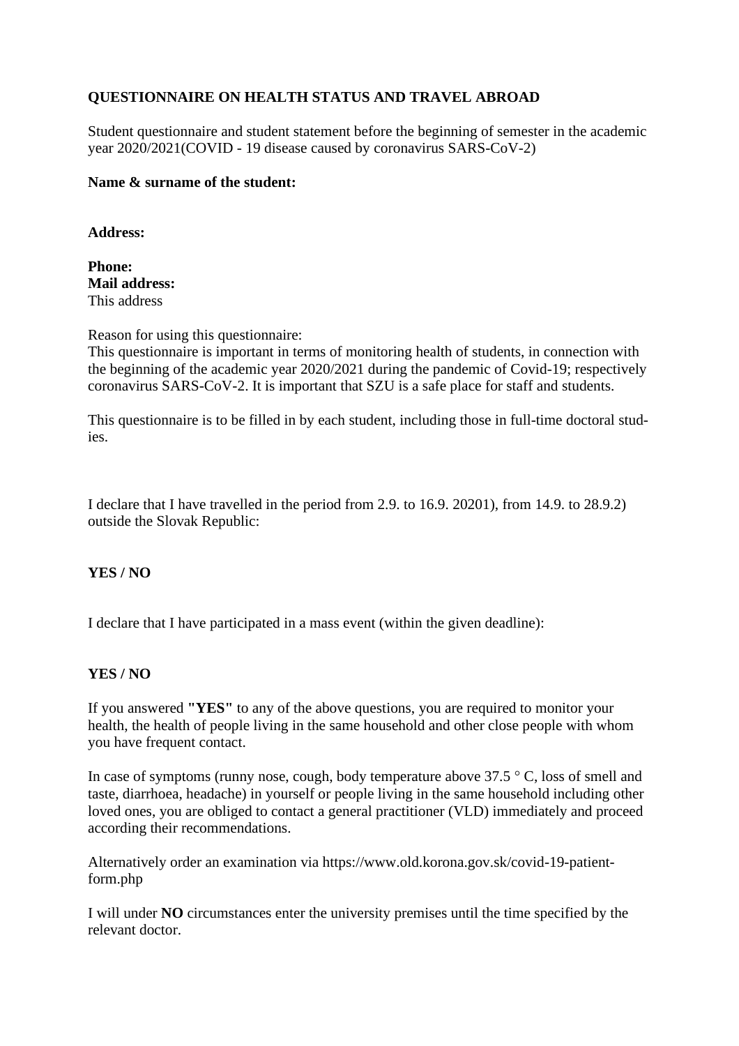**QUESTIONNAIRE ON HEALTH STATUS AND TRAVEL ABROAD**

Student questionnaire and student statement before the beginning of semester in the academic year 2020/2021(COVID - 19 disease caused by coronavirus SARS-CoV-2)

**Name & surname of the student:**

**Address:**

**Phone:**
**Mail address:**
This address

Reason for using this questionnaire:
This questionnaire is important in terms of monitoring health of students, in connection with the beginning of the academic year 2020/2021 during the pandemic of Covid-19; respectively coronavirus SARS-CoV-2. It is important that SZU is a safe place for staff and students.

This questionnaire is to be filled in by each student, including those in full-time doctoral studies.

I declare that I have travelled in the period from 2.9. to 16.9. 20201), from 14.9. to 28.9.2) outside the Slovak Republic:

**YES / NO**

I declare that I have participated in a mass event (within the given deadline):

**YES / NO**

If you answered **"YES"** to any of the above questions, you are required to monitor your health, the health of people living in the same household and other close people with whom you have frequent contact.

In case of symptoms (runny nose, cough, body temperature above 37.5 ° C, loss of smell and taste, diarrhoea, headache) in yourself or people living in the same household including other loved ones, you are obliged to contact a general practitioner (VLD) immediately and proceed according their recommendations.

Alternatively order an examination via https://www.old.korona.gov.sk/covid-19-patient-form.php

I will under **NO** circumstances enter the university premises until the time specified by the relevant doctor.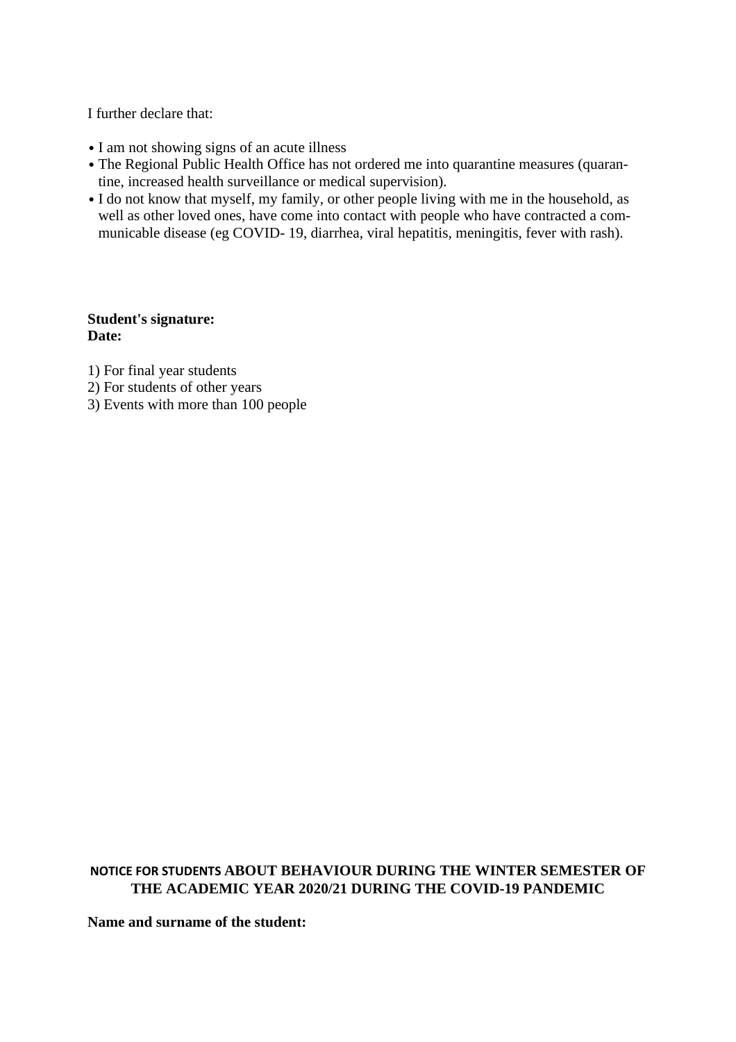I further declare that:

- I am not showing signs of an acute illness
- The Regional Public Health Office has not ordered me into quarantine measures (quarantine, increased health surveillance or medical supervision).
- I do not know that myself, my family, or other people living with me in the household, as well as other loved ones, have come into contact with people who have contracted a communicable disease (eg COVID- 19, diarrhea, viral hepatitis, meningitis, fever with rash).

**Student's signature:**
**Date:**

1) For final year students
2) For students of other years
3) Events with more than 100 people

## NOTICE FOR STUDENTS ABOUT BEHAVIOUR DURING THE WINTER SEMESTER OF THE ACADEMIC YEAR 2020/21 DURING THE COVID-19 PANDEMIC

**Name and surname of the student:**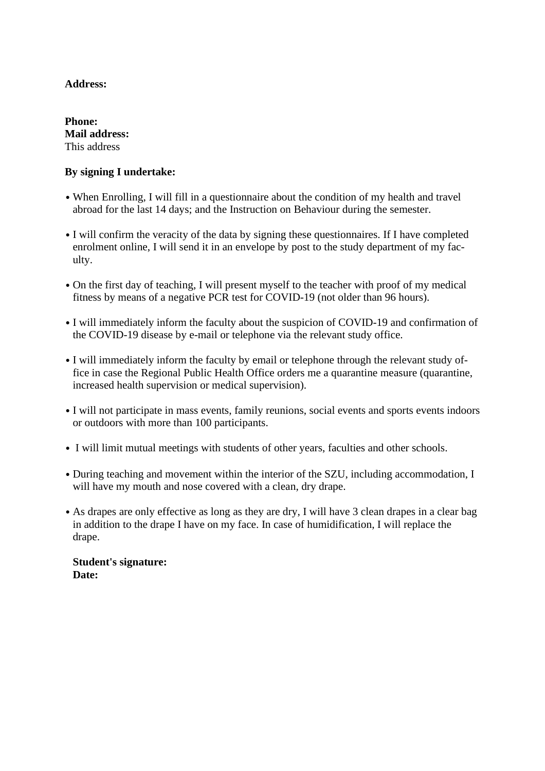**Address:**

**Phone:**
**Mail address:**
This address

**By signing I undertake:**

- When Enrolling, I will fill in a questionnaire about the condition of my health and travel abroad for the last 14 days; and the Instruction on Behaviour during the semester.
- I will confirm the veracity of the data by signing these questionnaires. If I have completed enrolment online, I will send it in an envelope by post to the study department of my faculty.
- On the first day of teaching, I will present myself to the teacher with proof of my medical fitness by means of a negative PCR test for COVID-19 (not older than 96 hours).
- I will immediately inform the faculty about the suspicion of COVID-19 and confirmation of the COVID-19 disease by e-mail or telephone via the relevant study office.
- I will immediately inform the faculty by email or telephone through the relevant study office in case the Regional Public Health Office orders me a quarantine measure (quarantine, increased health supervision or medical supervision).
- I will not participate in mass events, family reunions, social events and sports events indoors or outdoors with more than 100 participants.
- I will limit mutual meetings with students of other years, faculties and other schools.
- During teaching and movement within the interior of the SZU, including accommodation, I will have my mouth and nose covered with a clean, dry drape.
- As drapes are only effective as long as they are dry, I will have 3 clean drapes in a clear bag in addition to the drape I have on my face. In case of humidification, I will replace the drape.

**Student's signature:**
**Date:**